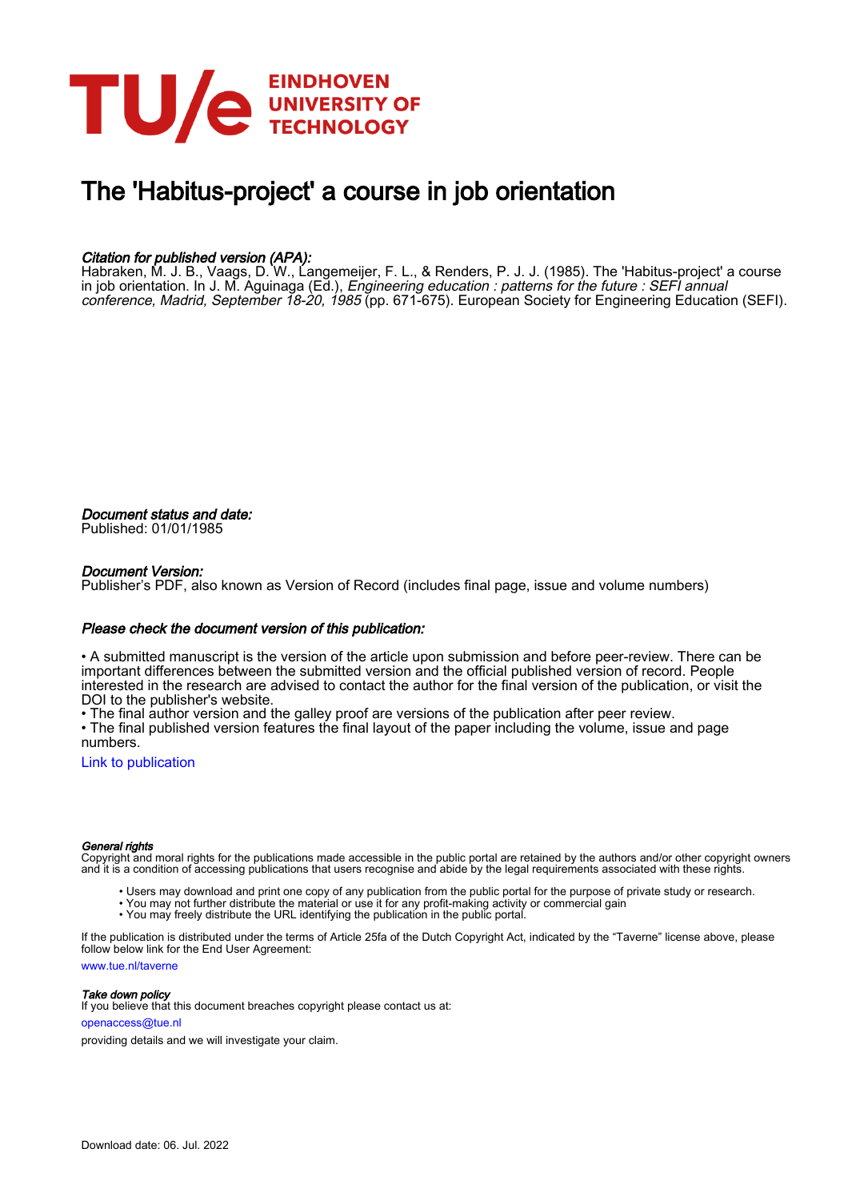# The 'Habitus-project' a course in job orientation

*Citation for published version (APA):*
Habraken, M. J. B., Vaags, D. W., Langemeijer, F. L., & Renders, P. J. J. (1985). The 'Habitus-project' a course in job orientation. In J. M. Aguinaga (Ed.), *Engineering education : patterns for the future : SEFI annual conference, Madrid, September 18-20, 1985* (pp. 671-675). European Society for Engineering Education (SEFI).

*Document status and date:*
Published: 01/01/1985

*Document Version:*
Publisher's PDF, also known as Version of Record (includes final page, issue and volume numbers)

*Please check the document version of this publication:*

• A submitted manuscript is the version of the article upon submission and before peer-review. There can be important differences between the submitted version and the official published version of record. People interested in the research are advised to contact the author for the final version of the publication, or visit the DOI to the publisher's website.
• The final author version and the galley proof are versions of the publication after peer review.
• The final published version features the final layout of the paper including the volume, issue and page numbers.

Link to publication

*General rights*
Copyright and moral rights for the publications made accessible in the public portal are retained by the authors and/or other copyright owners and it is a condition of accessing publications that users recognise and abide by the legal requirements associated with these rights.

• Users may download and print one copy of any publication from the public portal for the purpose of private study or research.
• You may not further distribute the material or use it for any profit-making activity or commercial gain
• You may freely distribute the URL identifying the publication in the public portal.

If the publication is distributed under the terms of Article 25fa of the Dutch Copyright Act, indicated by the "Taverne" license above, please follow below link for the End User Agreement:
www.tue.nl/taverne

*Take down policy*
If you believe that this document breaches copyright please contact us at:
openaccess@tue.nl
providing details and we will investigate your claim.

Download date: 06. Jul. 2022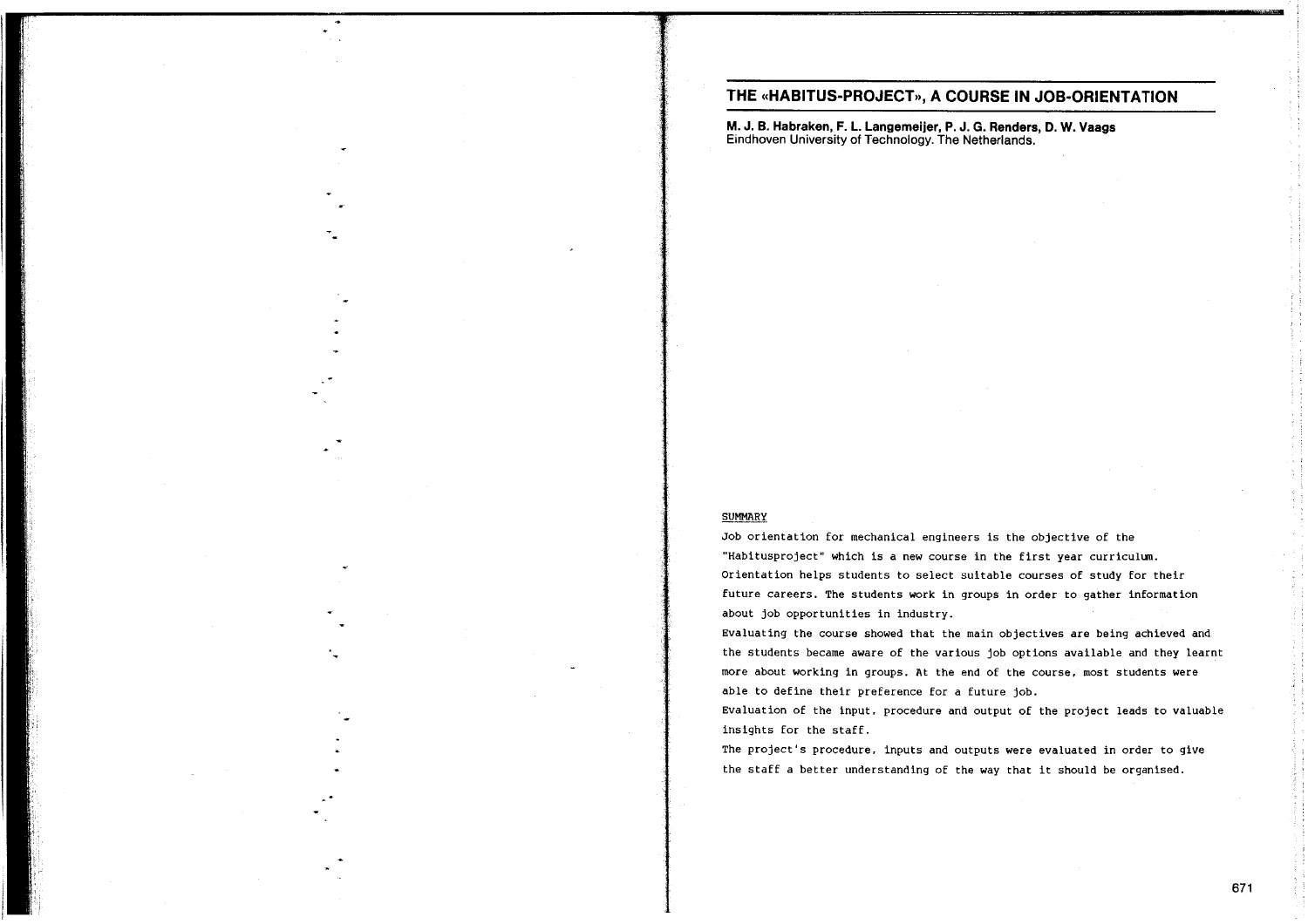# THE «HABITUS-PROJECT», A COURSE IN JOB-ORIENTATION

**M. J. B. Habraken, F. L. Langemeijer, P. J. G. Renders, D. W. Vaags**
Eindhoven University of Technology. The Netherlands.

## SUMMARY

Job orientation for mechanical engineers is the objective of the "Habitusproject" which is a new course in the first year curriculum. Orientation helps students to select suitable courses of study for their future careers. The students work in groups in order to gather information about job opportunities in industry.

Evaluating the course showed that the main objectives are being achieved and the students became aware of the various job options available and they learnt more about working in groups. At the end of the course, most students were able to define their preference for a future job.

Evaluation of the input, procedure and output of the project leads to valuable insights for the staff.

The project's procedure, inputs and outputs were evaluated in order to give the staff a better understanding of the way that it should be organised.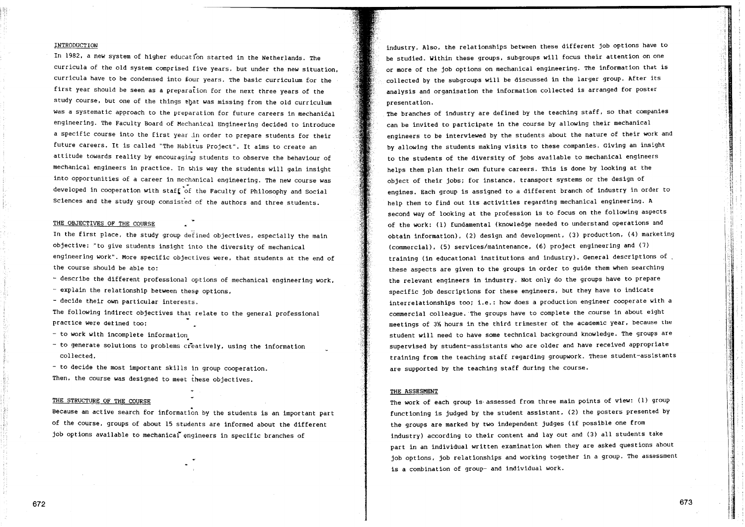## INTRODUCTION

In 1982, a new system of higher education started in the Netherlands. The curricula of the old system comprised five years, but under the new situation, curricula have to be condensed into four years. The basic curriculum for the first year should be seen as a preparation for the next three years of the study course, but one of the things that was missing from the old curriculum was a systematic approach to the preparation for future careers in mechanical engineering. The Faculty Board of Mechanical Engineering decided to introduce a specific course into the first year in order to prepare students for their future careers. It is called "The Habitus Project". It aims to create an attitude towards reality by encouraging students to observe the behaviour of mechanical engineers in practice. In this way the students will gain insight into opportunities of a career in mechanical engineering. The new course was developed in cooperation with staff of the Faculty of Philosophy and Social Sciences and the study group consisted of the authors and three students.

## THE OBJECTIVES OF THE COURSE

In the first place, the study group defined objectives, especially the main objective: "to give students insight into the diversity of mechanical engineering work". More specific objectives were, that students at the end of the course should be able to:

- describe the different professional options of mechanical engineering work,
- explain the relationship between these options,
- decide their own particular interests.

The following indirect objectives that relate to the general professional practice were defined too:

- to work with incomplete information
- to generate solutions to problems creatively, using the information collected,
- to decide the most important skills in group cooperation.

Then, the course was designed to meet these objectives.

## THE STRUCTURE OF THE COURSE

Because an active search for information by the students is an important part of the course, groups of about 15 students are informed about the different job options available to mechanical engineers in specific branches of industry. Also, the relationships between these different job options have to be studied. Within these groups, subgroups will focus their attention on one or more of the job options on mechanical engineering. The information that is collected by the subgroups will be discussed in the larger group. After its analysis and organisation the information collected is arranged for poster presentation.

The branches of industry are defined by the teaching staff, so that companies can be invited to participate in the course by allowing their mechanical engineers to be interviewed by the students about the nature of their work and by allowing the students making visits to these companies. Giving an insight to the students of the diversity of jobs available to mechanical engineers helps them plan their own future careers. This is done by looking at the object of their jobs; for instance, transport systems or the design of engines. Each group is assigned to a different branch of industry in order to help them to find out its activities regarding mechanical engineering. A second way of looking at the profession is to focus on the following aspects of the work: (1) fundamental (knowledge needed to understand operations and obtain information), (2) design and development, (3) production, (4) marketing (commercial), (5) services/maintenance, (6) project engineering and (7) training (in educational institutions and industry). General descriptions of these aspects are given to the groups in order to guide them when searching the relevant engineers in industry. Not only do the groups have to prepare specific job descriptions for these engineers, but they have to indicate interrelationships too; i.e.: how does a production engineer cooperate with a commercial colleague. The groups have to complete the course in about eight meetings of 3½ hours in the third trimester of the academic year, because the student will need to have some technical background knowledge. The groups are supervised by student-assistants who are older and have received appropriate training from the teaching staff regarding groupwork. These student-assistants are supported by the teaching staff during the course.

## THE ASSESMENT

The work of each group is assessed from three main points of view: (1) group functioning is judged by the student assistant, (2) the posters presented by the groups are marked by two independent judges (if possible one from industry) according to their content and lay out and (3) all students take part in an individual written examination when they are asked questions about job options, job relationships and working together in a group. The assessment is a combination of group- and individual work.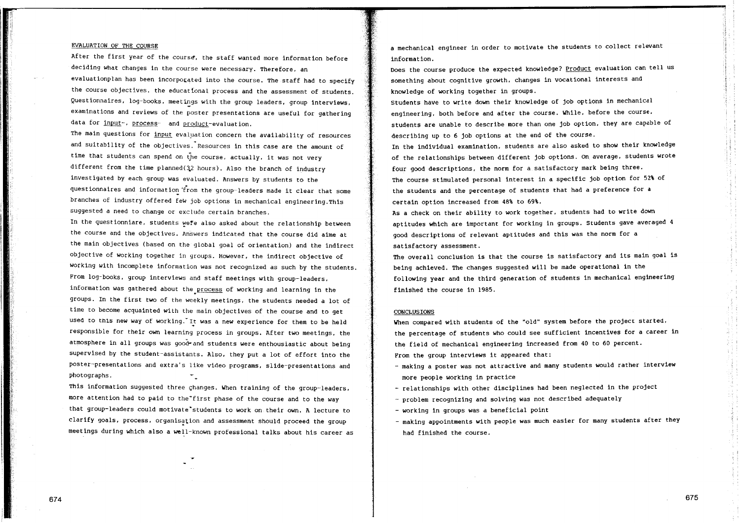## EVALUATION OF THE COURSE

After the first year of the course, the staff wanted more information before deciding what changes in the course were necessary. Therefore, an evaluationplan has been incorporated into the course. The staff had to specify the course objectives, the educational process and the assessment of students. Questionnaires, log-books, meetings with the group leaders, group interviews, examinations and reviews of the poster presentations are useful for gathering data for input-, process- and product-evaluation.

The main questions for input evaluation concern the availability of resources and suitability of the objectives. Resources in this case are the amount of time that students can spend on the course, actually, it was not very different from the time planned(32 hours). Also the branch of industry investigated by each group was evaluated. Answers by students to the questionnaires and information from the group-leaders made it clear that some branches of industry offered few job options in mechanical engineering.This suggested a need to change or exclude certain branches.

In the questionniare, students were also asked about the relationship between the course and the objectives. Answers indicated that the course did aime at the main objectives (based on the global goal of orientation) and the indirect objective of working together in groups. However, the indirect objective of working with incomplete information was not recognized as such by the students.

From log-books, group interviews and staff meetings with group-leaders, information was gathered about the process of working and learning in the groups. In the first two of the weekly meetings, the students needed a lot of time to become acquainted with the main objectives of the course and to get used to this new way of working. It was a new experience for them to be held responsible for their own learning process in groups. After two meetings, the atmosphere in all groups was good and students were enthousiastic about being supervised by the student-assistants. Also, they put a lot of effort into the poster-presentations and extra's like video programs, slide-presentations and photographs.

This information suggested three changes. When training of the group-leaders, more attention had to paid to the first phase of the course and to the way that group-leaders could motivate students to work on their own. A lecture to clarify goals, process, organisation and assessment should proceed the group meetings during which also a well-known professional talks about his career as a mechanical engineer in order to motivate the students to collect relevant information.

Does the course produce the expected knowledge? Product evaluation can tell us something about cognitive growth, changes in vocational interests and knowledge of working together in groups.

Students have to write down their knowledge of job options in mechanical engineering, both before and after the course. While, before the course, students are unable to describe more than one job option, they are capable of describing up to 6 job options at the end of the course.

In the individual examination, students are also asked to show their knowledge of the relationships between different job options. On average, students wrote four good descriptions, the norm for a satisfactory mark being three.

The course stimulated personal interest in a specific job option for 52% of the students and the percentage of students that had a preference for a certain option increased from 48% to 69%.

As a check on their ability to work together, students had to write down aptitudes which are important for working in groups. Students gave averaged 4 good descriptions of relevant aptitudes and this was the norm for a satisfactory assessment.

The overall conclusion is that the course is satisfactory and its main goal is being achieved. The changes suggested will be made operational in the following year and the third generation of students in mechanical engineering finished the course in 1985.

## CONCLUSIONS

When compared with students of the "old" system before the project started, the percentage of students who could see sufficient incentives for a career in the field of mechanical engineering increased from 40 to 60 percent.

From the group interviews it appeared that:

- making a poster was not attractive and many students would rather interview more people working in practice
- relationships with other disciplines had been neglected in the project
- problem recognizing and solving was not described adequately
- working in groups was a beneficial point
- making appointments with people was much easier for many students after they had finished the course.